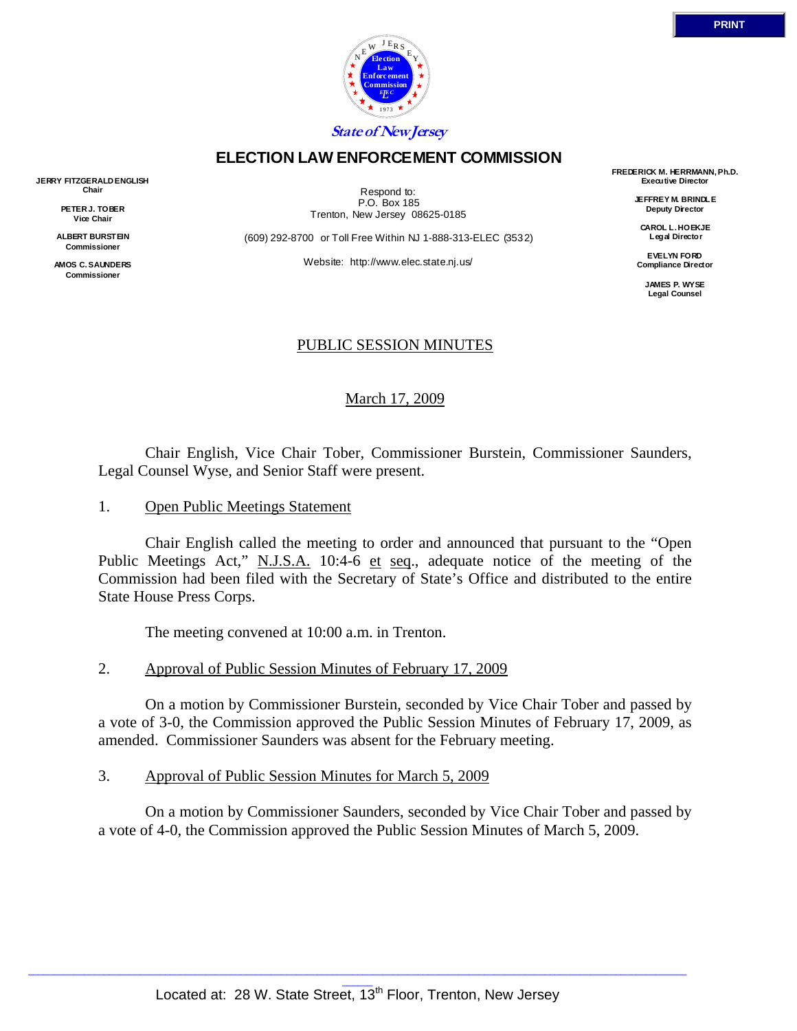State of New Jersey

# ELECTION LAW ENFORCEMENT COMMISSION

**JERRY FITZGERALD ENGLISH**
**Chair**

**PETER J. TOBER**
**Vice Chair**

**ALBERT BURSTEIN**
**Commissioner**

**AMOS C. SAUNDERS**
**Commissioner**

Respond to:
P.O. Box 185
Trenton, New Jersey 08625-0185

(609) 292-8700 or Toll Free Within NJ 1-888-313-ELEC (3532)

Website: http://www.elec.state.nj.us/

**FREDERICK M. HERRMANN, Ph.D.**
**Executive Director**

**JEFFREY M. BRINDLE**
**Deputy Director**

**CAROL L. HOEKJE**
**Legal Director**

**EVELYN FORD**
**Compliance Director**

**JAMES P. WYSE**
**Legal Counsel**

## PUBLIC SESSION MINUTES

March 17, 2009

Chair English, Vice Chair Tober, Commissioner Burstein, Commissioner Saunders, Legal Counsel Wyse, and Senior Staff were present.

1. Open Public Meetings Statement

Chair English called the meeting to order and announced that pursuant to the "Open Public Meetings Act," N.J.S.A. 10:4-6 et seq., adequate notice of the meeting of the Commission had been filed with the Secretary of State's Office and distributed to the entire State House Press Corps.

The meeting convened at 10:00 a.m. in Trenton.

2. Approval of Public Session Minutes of February 17, 2009

On a motion by Commissioner Burstein, seconded by Vice Chair Tober and passed by a vote of 3-0, the Commission approved the Public Session Minutes of February 17, 2009, as amended. Commissioner Saunders was absent for the February meeting.

3. Approval of Public Session Minutes for March 5, 2009

On a motion by Commissioner Saunders, seconded by Vice Chair Tober and passed by a vote of 4-0, the Commission approved the Public Session Minutes of March 5, 2009.

Located at: 28 W. State Street, 13th Floor, Trenton, New Jersey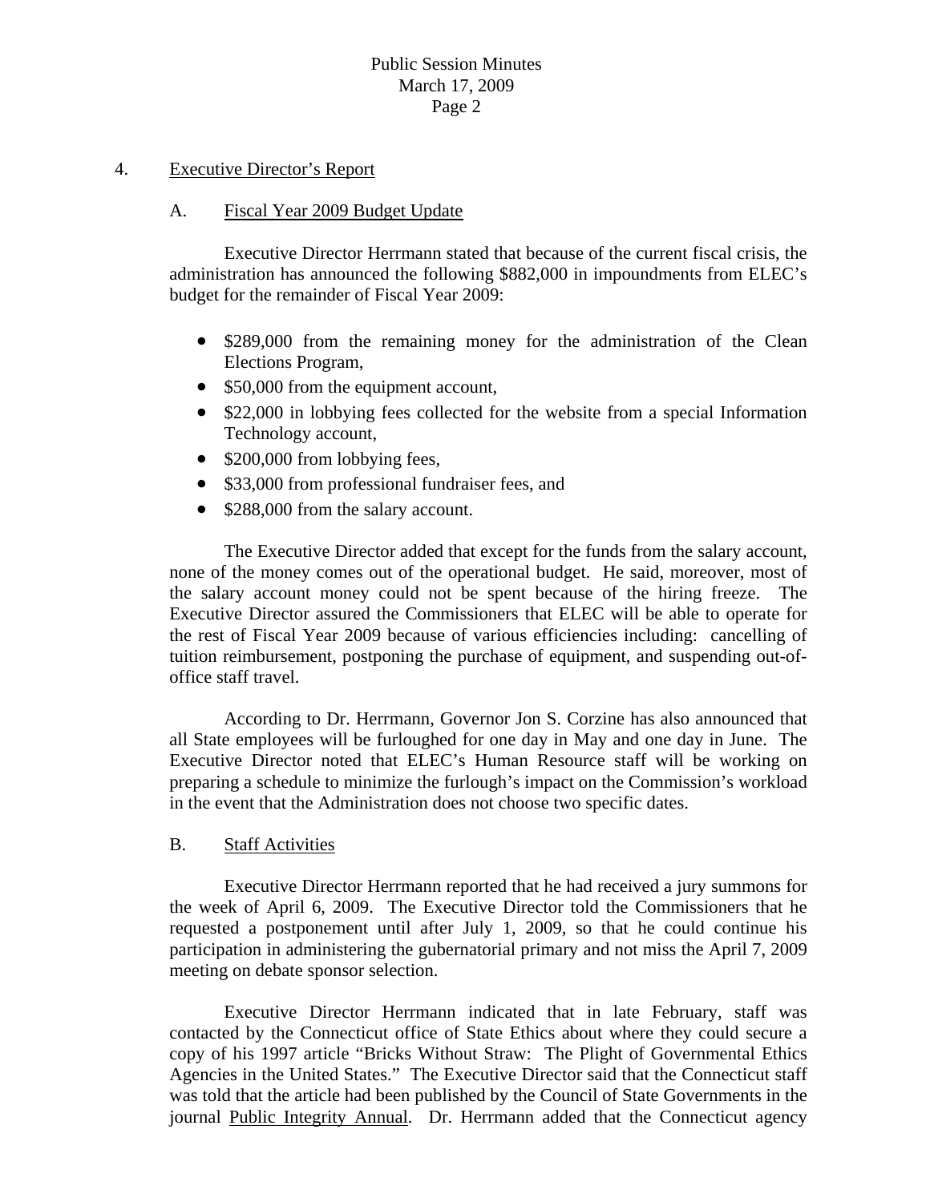4. Executive Director's Report

A. Fiscal Year 2009 Budget Update

Executive Director Herrmann stated that because of the current fiscal crisis, the administration has announced the following $882,000 in impoundments from ELEC's budget for the remainder of Fiscal Year 2009:

- $289,000 from the remaining money for the administration of the Clean Elections Program,
- $50,000 from the equipment account,
- $22,000 in lobbying fees collected for the website from a special Information Technology account,
- $200,000 from lobbying fees,
- $33,000 from professional fundraiser fees, and
- $288,000 from the salary account.

The Executive Director added that except for the funds from the salary account, none of the money comes out of the operational budget. He said, moreover, most of the salary account money could not be spent because of the hiring freeze. The Executive Director assured the Commissioners that ELEC will be able to operate for the rest of Fiscal Year 2009 because of various efficiencies including: cancelling of tuition reimbursement, postponing the purchase of equipment, and suspending out-of-office staff travel.

According to Dr. Herrmann, Governor Jon S. Corzine has also announced that all State employees will be furloughed for one day in May and one day in June. The Executive Director noted that ELEC's Human Resource staff will be working on preparing a schedule to minimize the furlough's impact on the Commission's workload in the event that the Administration does not choose two specific dates.

B. Staff Activities

Executive Director Herrmann reported that he had received a jury summons for the week of April 6, 2009. The Executive Director told the Commissioners that he requested a postponement until after July 1, 2009, so that he could continue his participation in administering the gubernatorial primary and not miss the April 7, 2009 meeting on debate sponsor selection.

Executive Director Herrmann indicated that in late February, staff was contacted by the Connecticut office of State Ethics about where they could secure a copy of his 1997 article "Bricks Without Straw: The Plight of Governmental Ethics Agencies in the United States." The Executive Director said that the Connecticut staff was told that the article had been published by the Council of State Governments in the journal Public Integrity Annual. Dr. Herrmann added that the Connecticut agency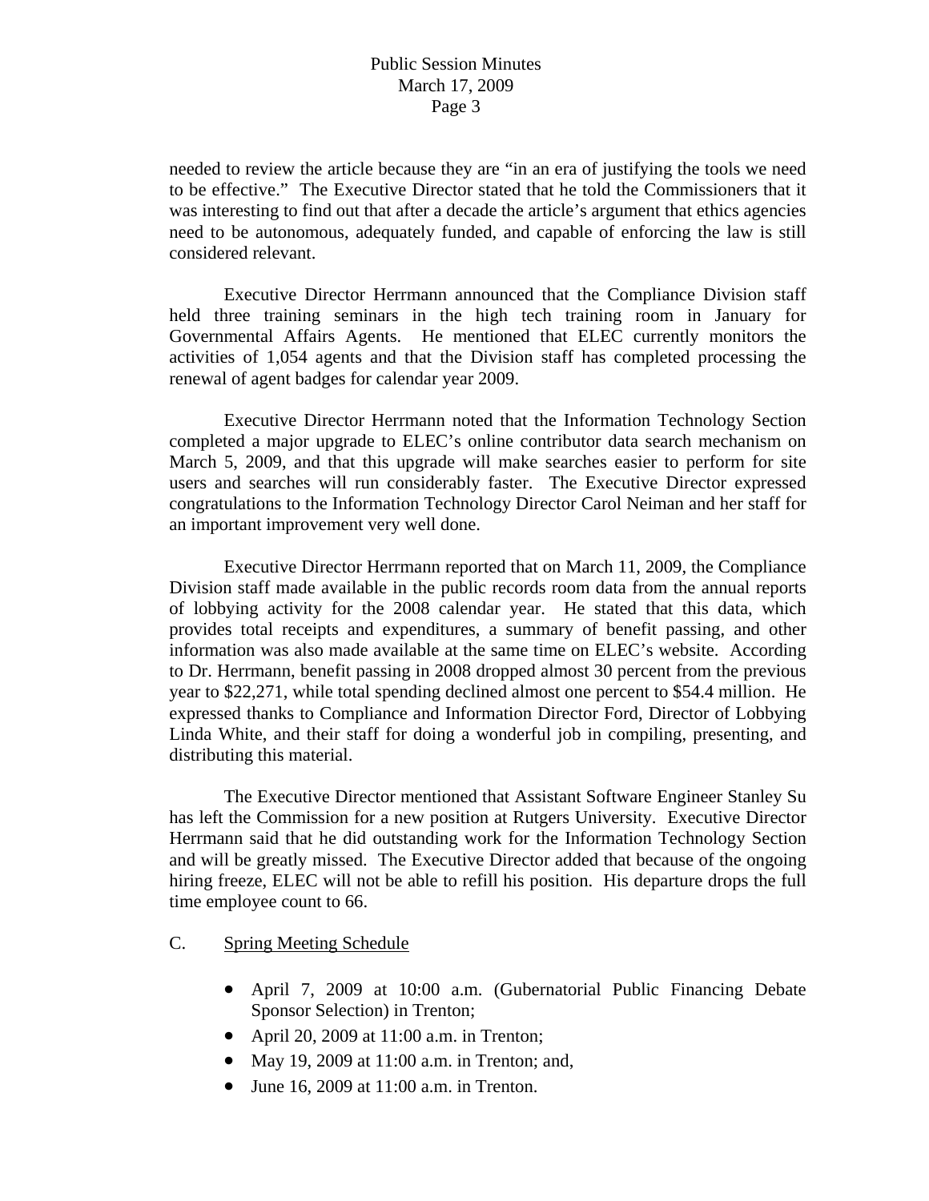needed to review the article because they are "in an era of justifying the tools we need to be effective." The Executive Director stated that he told the Commissioners that it was interesting to find out that after a decade the article's argument that ethics agencies need to be autonomous, adequately funded, and capable of enforcing the law is still considered relevant.

Executive Director Herrmann announced that the Compliance Division staff held three training seminars in the high tech training room in January for Governmental Affairs Agents. He mentioned that ELEC currently monitors the activities of 1,054 agents and that the Division staff has completed processing the renewal of agent badges for calendar year 2009.

Executive Director Herrmann noted that the Information Technology Section completed a major upgrade to ELEC's online contributor data search mechanism on March 5, 2009, and that this upgrade will make searches easier to perform for site users and searches will run considerably faster. The Executive Director expressed congratulations to the Information Technology Director Carol Neiman and her staff for an important improvement very well done.

Executive Director Herrmann reported that on March 11, 2009, the Compliance Division staff made available in the public records room data from the annual reports of lobbying activity for the 2008 calendar year. He stated that this data, which provides total receipts and expenditures, a summary of benefit passing, and other information was also made available at the same time on ELEC's website. According to Dr. Herrmann, benefit passing in 2008 dropped almost 30 percent from the previous year to $22,271, while total spending declined almost one percent to $54.4 million. He expressed thanks to Compliance and Information Director Ford, Director of Lobbying Linda White, and their staff for doing a wonderful job in compiling, presenting, and distributing this material.

The Executive Director mentioned that Assistant Software Engineer Stanley Su has left the Commission for a new position at Rutgers University. Executive Director Herrmann said that he did outstanding work for the Information Technology Section and will be greatly missed. The Executive Director added that because of the ongoing hiring freeze, ELEC will not be able to refill his position. His departure drops the full time employee count to 66.

C. <u>Spring Meeting Schedule</u>

- April 7, 2009 at 10:00 a.m. (Gubernatorial Public Financing Debate Sponsor Selection) in Trenton;
- April 20, 2009 at 11:00 a.m. in Trenton;
- May 19, 2009 at 11:00 a.m. in Trenton; and,
- June 16, 2009 at 11:00 a.m. in Trenton.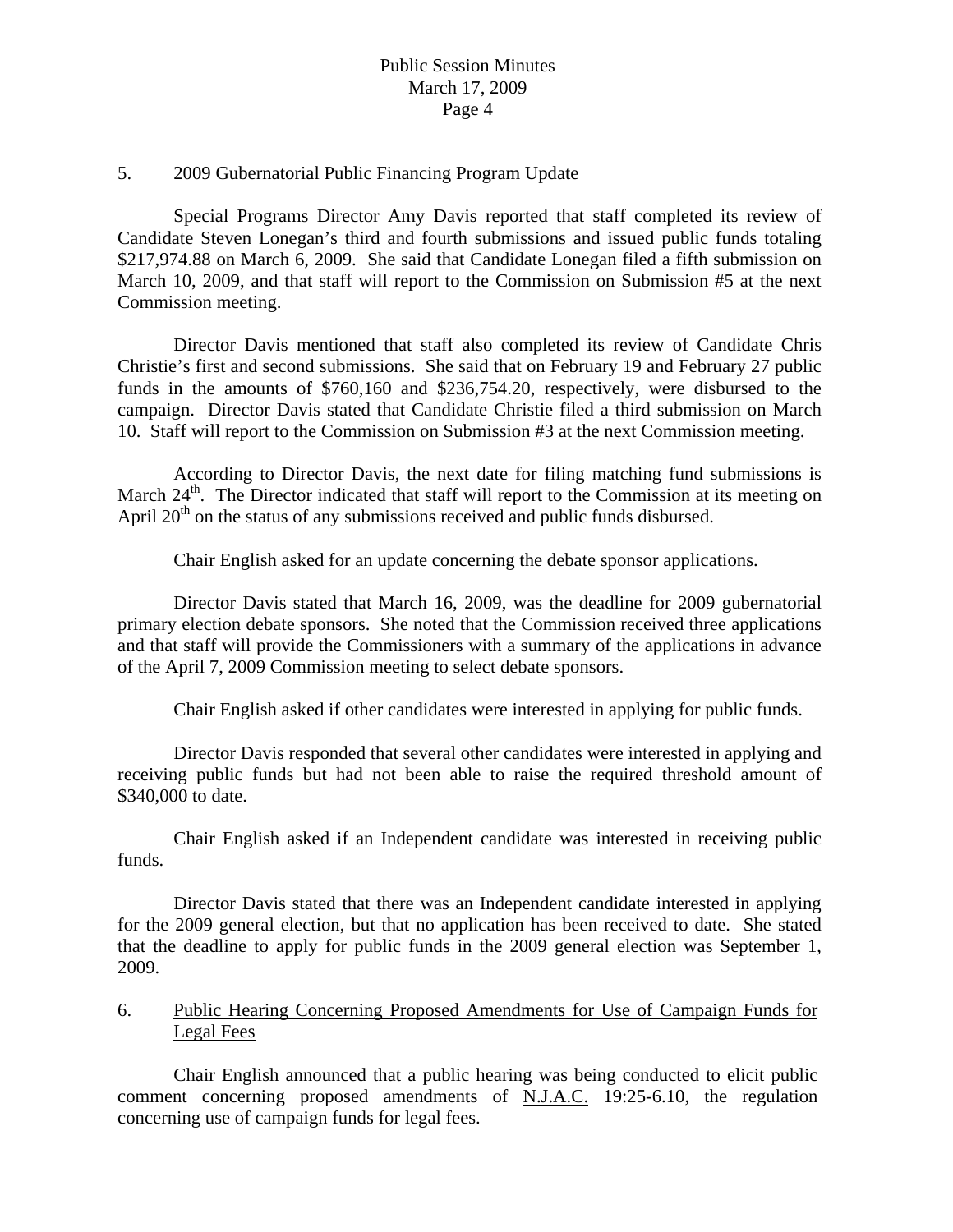5. <u>2009 Gubernatorial Public Financing Program Update</u>

Special Programs Director Amy Davis reported that staff completed its review of Candidate Steven Lonegan's third and fourth submissions and issued public funds totaling $217,974.88 on March 6, 2009. She said that Candidate Lonegan filed a fifth submission on March 10, 2009, and that staff will report to the Commission on Submission #5 at the next Commission meeting.

Director Davis mentioned that staff also completed its review of Candidate Chris Christie's first and second submissions. She said that on February 19 and February 27 public funds in the amounts of $760,160 and $236,754.20, respectively, were disbursed to the campaign. Director Davis stated that Candidate Christie filed a third submission on March 10. Staff will report to the Commission on Submission #3 at the next Commission meeting.

According to Director Davis, the next date for filing matching fund submissions is March 24th. The Director indicated that staff will report to the Commission at its meeting on April 20th on the status of any submissions received and public funds disbursed.

Chair English asked for an update concerning the debate sponsor applications.

Director Davis stated that March 16, 2009, was the deadline for 2009 gubernatorial primary election debate sponsors. She noted that the Commission received three applications and that staff will provide the Commissioners with a summary of the applications in advance of the April 7, 2009 Commission meeting to select debate sponsors.

Chair English asked if other candidates were interested in applying for public funds.

Director Davis responded that several other candidates were interested in applying and receiving public funds but had not been able to raise the required threshold amount of $340,000 to date.

Chair English asked if an Independent candidate was interested in receiving public funds.

Director Davis stated that there was an Independent candidate interested in applying for the 2009 general election, but that no application has been received to date. She stated that the deadline to apply for public funds in the 2009 general election was September 1, 2009.

6. <u>Public Hearing Concerning Proposed Amendments for Use of Campaign Funds for Legal Fees</u>

Chair English announced that a public hearing was being conducted to elicit public comment concerning proposed amendments of <u>N.J.A.C.</u> 19:25-6.10, the regulation concerning use of campaign funds for legal fees.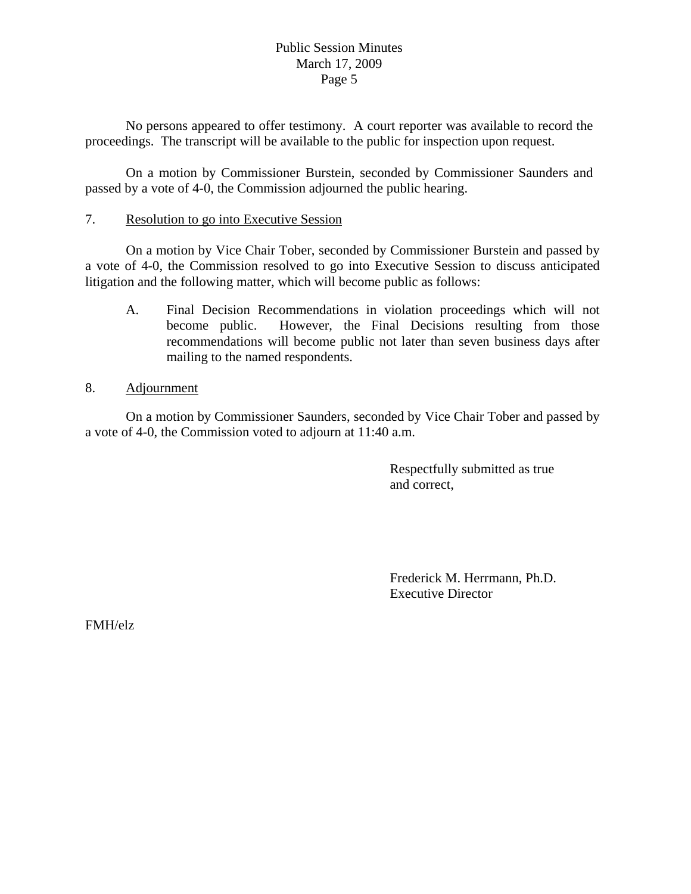No persons appeared to offer testimony. A court reporter was available to record the proceedings. The transcript will be available to the public for inspection upon request.

On a motion by Commissioner Burstein, seconded by Commissioner Saunders and passed by a vote of 4-0, the Commission adjourned the public hearing.

7. <u>Resolution to go into Executive Session</u>

On a motion by Vice Chair Tober, seconded by Commissioner Burstein and passed by a vote of 4-0, the Commission resolved to go into Executive Session to discuss anticipated litigation and the following matter, which will become public as follows:

A. Final Decision Recommendations in violation proceedings which will not become public. However, the Final Decisions resulting from those recommendations will become public not later than seven business days after mailing to the named respondents.

8. <u>Adjournment</u>

On a motion by Commissioner Saunders, seconded by Vice Chair Tober and passed by a vote of 4-0, the Commission voted to adjourn at 11:40 a.m.

Respectfully submitted as true and correct,

Frederick M. Herrmann, Ph.D.
Executive Director

FMH/elz